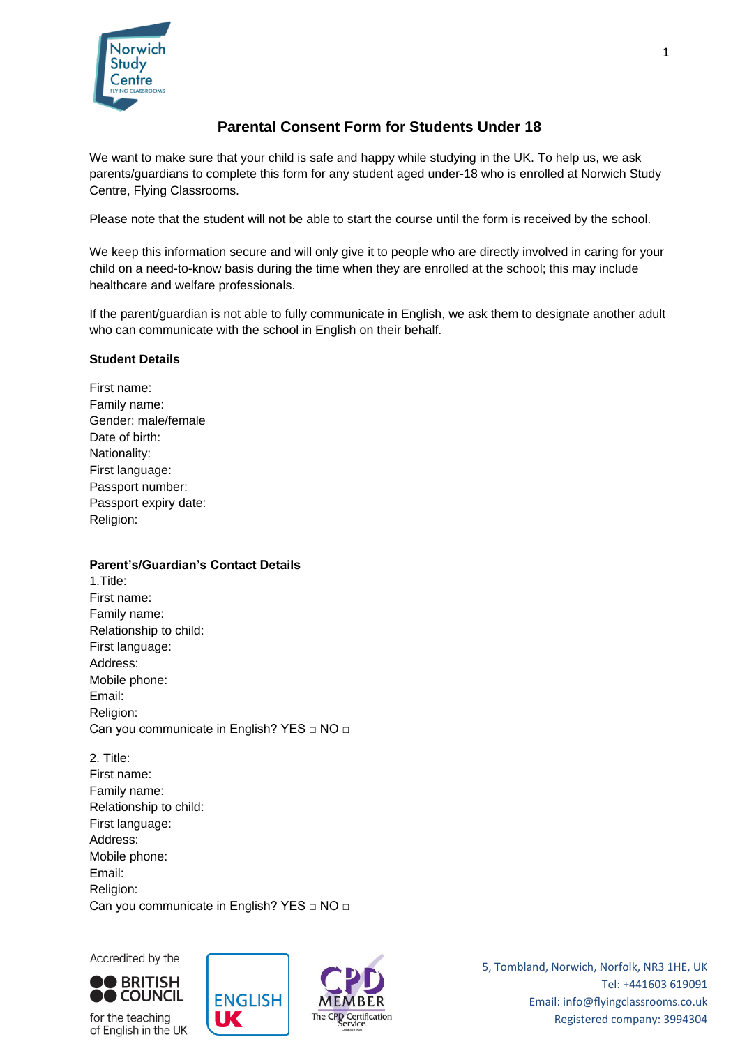# Parental Consent Form for Students Under 18

We want to make sure that your child is safe and happy while studying in the UK. To help us, we ask parents/guardians to complete this form for any student aged under-18 who is enrolled at Norwich Study Centre, Flying Classrooms.

Please note that the student will not be able to start the course until the form is received by the school.

We keep this information secure and will only give it to people who are directly involved in caring for your child on a need-to-know basis during the time when they are enrolled at the school; this may include healthcare and welfare professionals.

If the parent/guardian is not able to fully communicate in English, we ask them to designate another adult who can communicate with the school in English on their behalf.

**Student Details**

First name:
Family name:
Gender: male/female
Date of birth:
Nationality:
First language:
Passport number:
Passport expiry date:
Religion:

**Parent's/Guardian's Contact Details**

1.Title:
First name:
Family name:
Relationship to child:
First language:
Address:
Mobile phone:
Email:
Religion:
Can you communicate in English? YES □ NO □

2. Title:
First name:
Family name:
Relationship to child:
First language:
Address:
Mobile phone:
Email:
Religion:
Can you communicate in English? YES □ NO □

Accredited by the British Council for the teaching of English in the UK

5, Tombland, Norwich, Norfolk, NR3 1HE, UK
Tel: +441603 619091
Email: info@flyingclassrooms.co.uk
Registered company: 3994304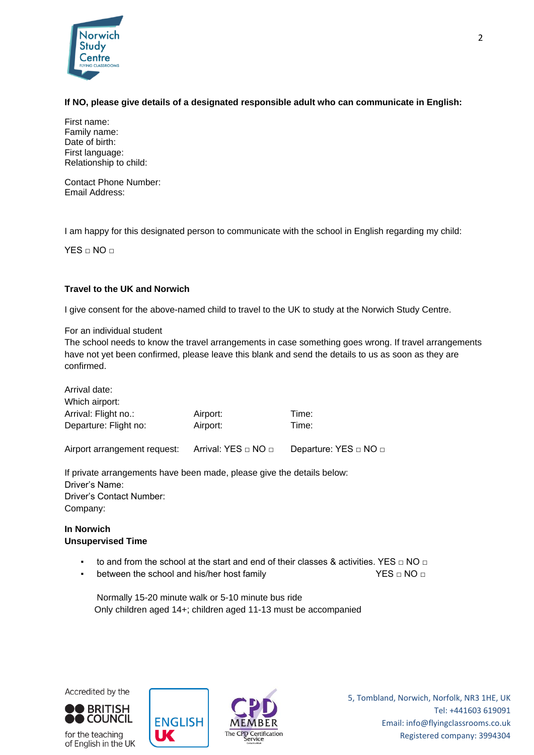**If NO, please give details of a designated responsible adult who can communicate in English:**

First name:
Family name:
Date of birth:
First language:
Relationship to child:

Contact Phone Number:
Email Address:

I am happy for this designated person to communicate with the school in English regarding my child:

YES □ NO □

**Travel to the UK and Norwich**

I give consent for the above-named child to travel to the UK to study at the Norwich Study Centre.

For an individual student
The school needs to know the travel arrangements in case something goes wrong. If travel arrangements have not yet been confirmed, please leave this blank and send the details to us as soon as they are confirmed.

Arrival date:
Which airport:

| | | |
|---|---|---|
| Arrival: Flight no.: | Airport: | Time: |
| Departure: Flight no: | Airport: | Time: |

Airport arrangement request: Arrival: YES □ NO □ Departure: YES □ NO □

If private arrangements have been made, please give the details below:
Driver's Name:
Driver's Contact Number:
Company:

**In Norwich**
**Unsupervised Time**

- to and from the school at the start and end of their classes & activities. YES □ NO □
- between the school and his/her host family YES □ NO □

Normally 15-20 minute walk or 5-10 minute bus ride
Only children aged 14+; children aged 11-13 must be accompanied

Accredited by the British Council for the teaching of English in the UK

5, Tombland, Norwich, Norfolk, NR3 1HE, UK
Tel: +441603 619091
Email: info@flyingclassrooms.co.uk
Registered company: 3994304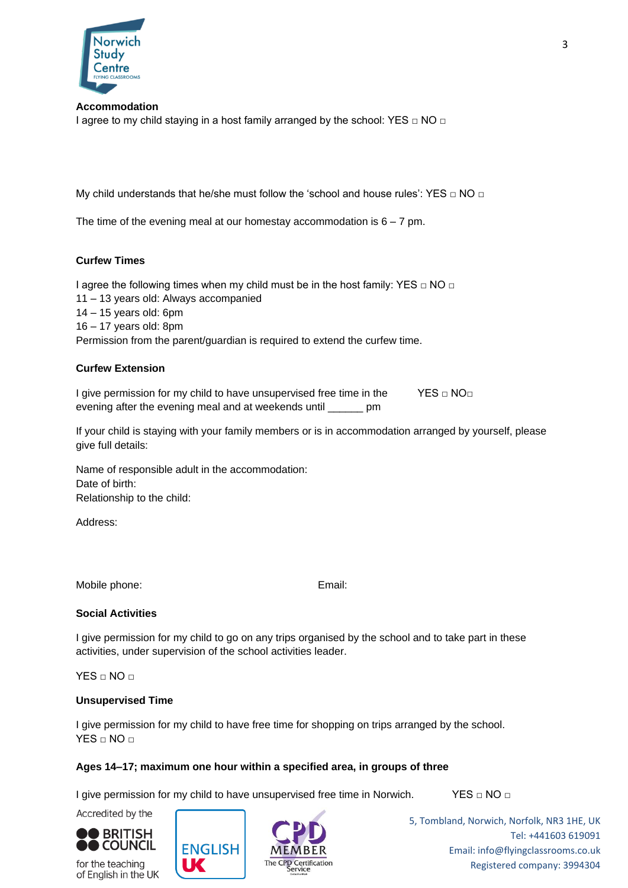## Accommodation

I agree to my child staying in a host family arranged by the school: YES □ NO □

My child understands that he/she must follow the 'school and house rules': YES □ NO □

The time of the evening meal at our homestay accommodation is 6 – 7 pm.

## Curfew Times

I agree the following times when my child must be in the host family: YES □ NO □
11 – 13 years old: Always accompanied
14 – 15 years old: 6pm
16 – 17 years old: 8pm
Permission from the parent/guardian is required to extend the curfew time.

## Curfew Extension

I give permission for my child to have unsupervised free time in the evening after the evening meal and at weekends until ______ pm YES □ NO□

If your child is staying with your family members or is in accommodation arranged by yourself, please give full details:

Name of responsible adult in the accommodation:
Date of birth:
Relationship to the child:

Address:

Mobile phone: Email:

## Social Activities

I give permission for my child to go on any trips organised by the school and to take part in these activities, under supervision of the school activities leader.

YES □ NO □

## Unsupervised Time

I give permission for my child to have free time for shopping on trips arranged by the school.
YES □ NO □

**Ages 14–17; maximum one hour within a specified area, in groups of three**

I give permission for my child to have unsupervised free time in Norwich. YES □ NO □

Accredited by the British Council for the teaching of English in the UK

5, Tombland, Norwich, Norfolk, NR3 1HE, UK
Tel: +441603 619091
Email: info@flyingclassrooms.co.uk
Registered company: 3994304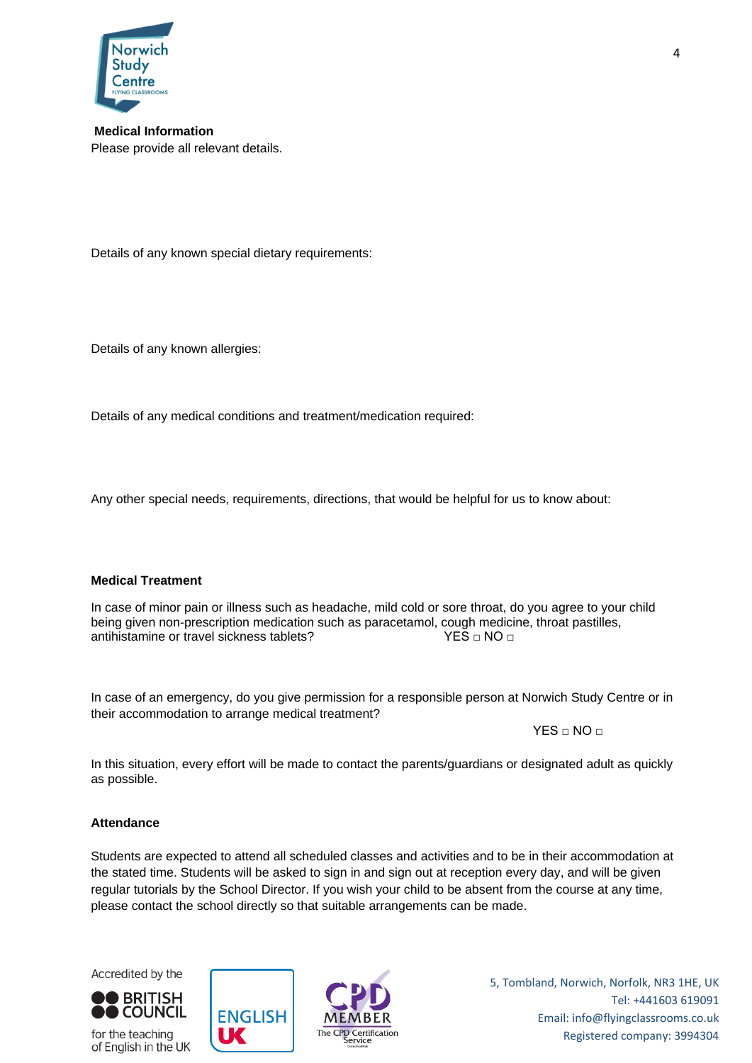**Medical Information**

Please provide all relevant details.

Details of any known special dietary requirements:

Details of any known allergies:

Details of any medical conditions and treatment/medication required:

Any other special needs, requirements, directions, that would be helpful for us to know about:

**Medical Treatment**

In case of minor pain or illness such as headache, mild cold or sore throat, do you agree to your child being given non-prescription medication such as paracetamol, cough medicine, throat pastilles, antihistamine or travel sickness tablets? YES □ NO □

In case of an emergency, do you give permission for a responsible person at Norwich Study Centre or in their accommodation to arrange medical treatment?

YES □ NO □

In this situation, every effort will be made to contact the parents/guardians or designated adult as quickly as possible.

**Attendance**

Students are expected to attend all scheduled classes and activities and to be in their accommodation at the stated time. Students will be asked to sign in and sign out at reception every day, and will be given regular tutorials by the School Director. If you wish your child to be absent from the course at any time, please contact the school directly so that suitable arrangements can be made.

Accredited by the BRITISH COUNCIL for the teaching of English in the UK

ENGLISH UK

CPD MEMBER The CPD Certification Service

5, Tombland, Norwich, Norfolk, NR3 1HE, UK
Tel: +441603 619091
Email: info@flyingclassrooms.co.uk
Registered company: 3994304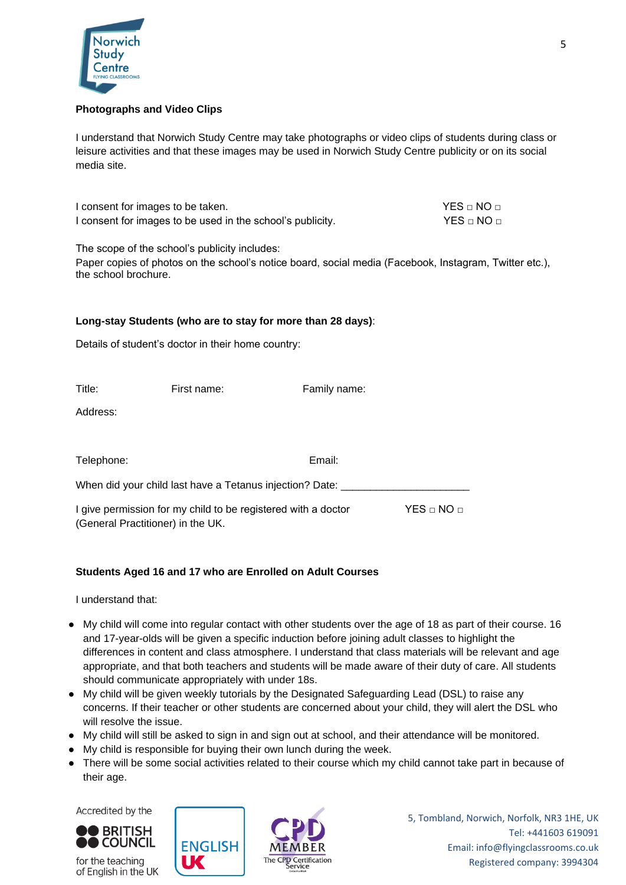**Photographs and Video Clips**

I understand that Norwich Study Centre may take photographs or video clips of students during class or leisure activities and that these images may be used in Norwich Study Centre publicity or on its social media site.

I consent for images to be taken. YES □ NO □

I consent for images to be used in the school's publicity. YES □ NO □

The scope of the school's publicity includes:
Paper copies of photos on the school's notice board, social media (Facebook, Instagram, Twitter etc.), the school brochure.

**Long-stay Students (who are to stay for more than 28 days)**:

Details of student's doctor in their home country:

Title: First name: Family name:

Address:

Telephone: Email:

When did your child last have a Tetanus injection? Date: _____________________

I give permission for my child to be registered with a doctor (General Practitioner) in the UK. YES □ NO □

**Students Aged 16 and 17 who are Enrolled on Adult Courses**

I understand that:

- My child will come into regular contact with other students over the age of 18 as part of their course. 16 and 17-year-olds will be given a specific induction before joining adult classes to highlight the differences in content and class atmosphere. I understand that class materials will be relevant and age appropriate, and that both teachers and students will be made aware of their duty of care. All students should communicate appropriately with under 18s.
- My child will be given weekly tutorials by the Designated Safeguarding Lead (DSL) to raise any concerns. If their teacher or other students are concerned about your child, they will alert the DSL who will resolve the issue.
- My child will still be asked to sign in and sign out at school, and their attendance will be monitored.
- My child is responsible for buying their own lunch during the week.
- There will be some social activities related to their course which my child cannot take part in because of their age.

Accredited by the British Council for the teaching of English in the UK

5, Tombland, Norwich, Norfolk, NR3 1HE, UK
Tel: +441603 619091
Email: info@flyingclassrooms.co.uk
Registered company: 3994304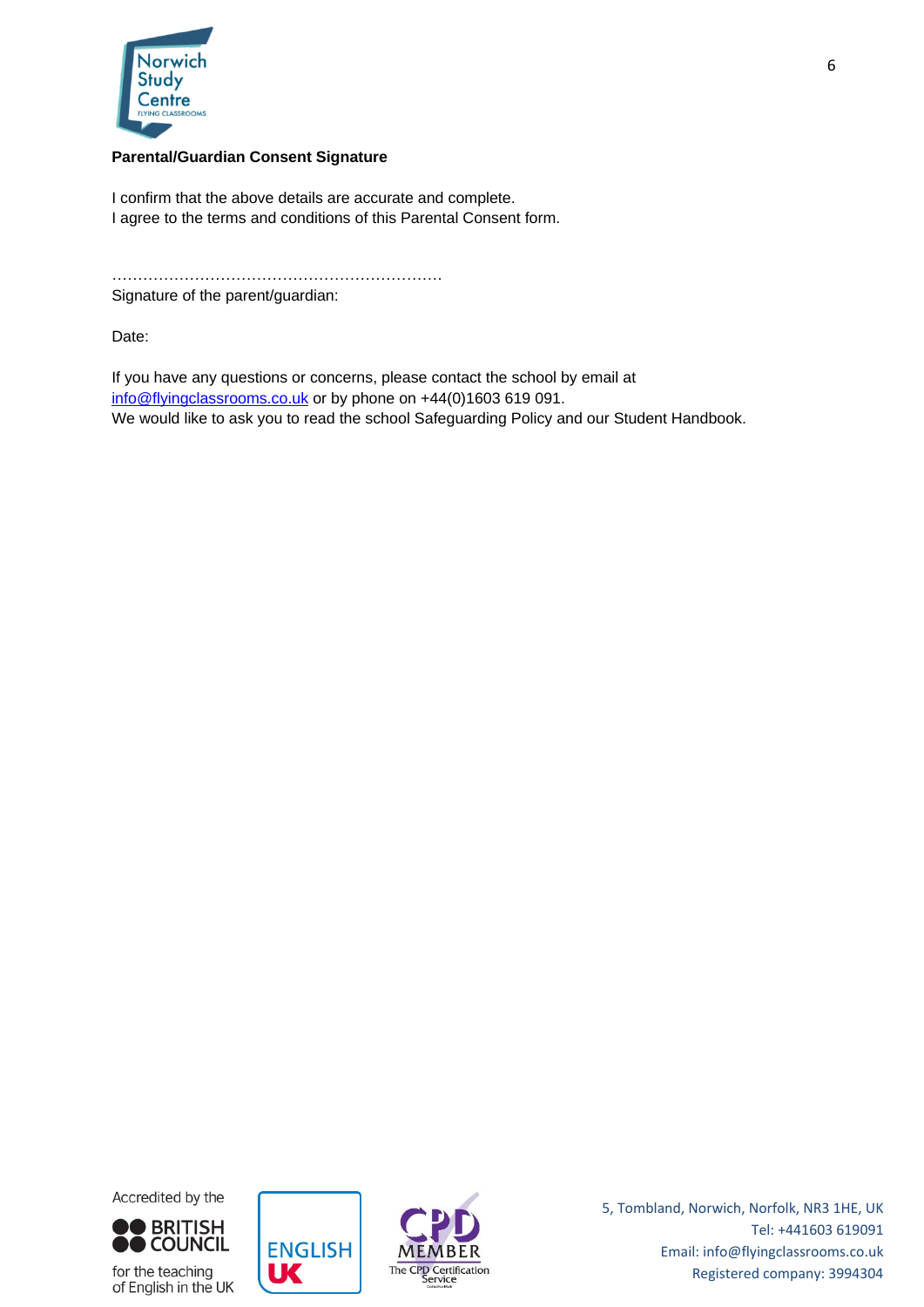**Parental/Guardian Consent Signature**

I confirm that the above details are accurate and complete.
I agree to the terms and conditions of this Parental Consent form.

……………………………………………………….
Signature of the parent/guardian:

Date:

If you have any questions or concerns, please contact the school by email at info@flyingclassrooms.co.uk or by phone on +44(0)1603 619 091.
We would like to ask you to read the school Safeguarding Policy and our Student Handbook.